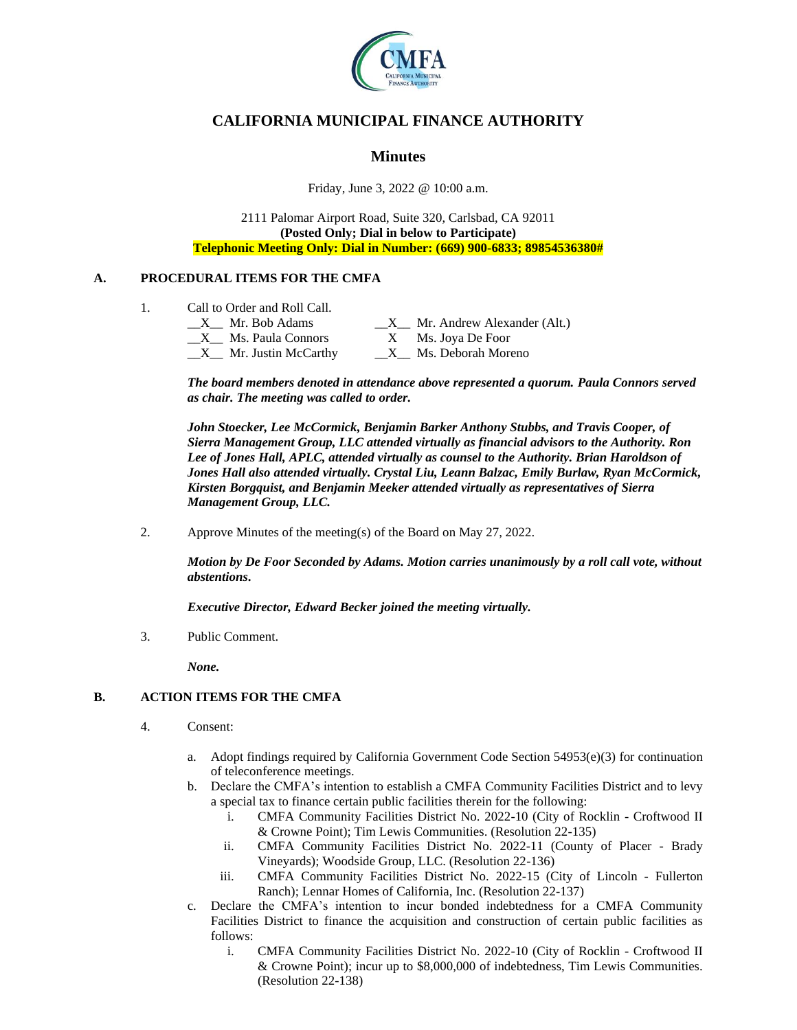# CALIFORNIA MUNICIPAL FINANCE AUTHORITY

## Minutes

Friday, June 3, 2022 @ 10:00 a.m.

2111 Palomar Airport Road, Suite 320, Carlsbad, CA 92011
**(Posted Only; Dial in below to Participate)**
**Telephonic Meeting Only: Dial in Number: (669) 900-6833; 89854536380#**

### A. PROCEDURAL ITEMS FOR THE CMFA

1. Call to Order and Roll Call.

| | |
|---|---|
| \_\_X\_\_ Mr. Bob Adams | \_\_X\_\_ Mr. Andrew Alexander (Alt.) |
| \_\_X\_\_ Ms. Paula Connors | X Ms. Joya De Foor |
| \_\_X\_\_ Mr. Justin McCarthy | \_\_X\_\_ Ms. Deborah Moreno |

***The board members denoted in attendance above represented a quorum. Paula Connors served as chair. The meeting was called to order.***

***John Stoecker, Lee McCormick, Benjamin Barker Anthony Stubbs, and Travis Cooper, of Sierra Management Group, LLC attended virtually as financial advisors to the Authority. Ron Lee of Jones Hall, APLC, attended virtually as counsel to the Authority. Brian Haroldson of Jones Hall also attended virtually. Crystal Liu, Leann Balzac, Emily Burlaw, Ryan McCormick, Kirsten Borgquist, and Benjamin Meeker attended virtually as representatives of Sierra Management Group, LLC.***

2. Approve Minutes of the meeting(s) of the Board on May 27, 2022.

***Motion by De Foor Seconded by Adams. Motion carries unanimously by a roll call vote, without abstentions.***

***Executive Director, Edward Becker joined the meeting virtually.***

3. Public Comment.

***None.***

### B. ACTION ITEMS FOR THE CMFA

4. Consent:

   a. Adopt findings required by California Government Code Section 54953(e)(3) for continuation of teleconference meetings.
   b. Declare the CMFA's intention to establish a CMFA Community Facilities District and to levy a special tax to finance certain public facilities therein for the following:
      i. CMFA Community Facilities District No. 2022-10 (City of Rocklin - Croftwood II & Crowne Point); Tim Lewis Communities. (Resolution 22-135)
      ii. CMFA Community Facilities District No. 2022-11 (County of Placer - Brady Vineyards); Woodside Group, LLC. (Resolution 22-136)
      iii. CMFA Community Facilities District No. 2022-15 (City of Lincoln - Fullerton Ranch); Lennar Homes of California, Inc. (Resolution 22-137)
   c. Declare the CMFA's intention to incur bonded indebtedness for a CMFA Community Facilities District to finance the acquisition and construction of certain public facilities as follows:
      i. CMFA Community Facilities District No. 2022-10 (City of Rocklin - Croftwood II & Crowne Point); incur up to $8,000,000 of indebtedness, Tim Lewis Communities. (Resolution 22-138)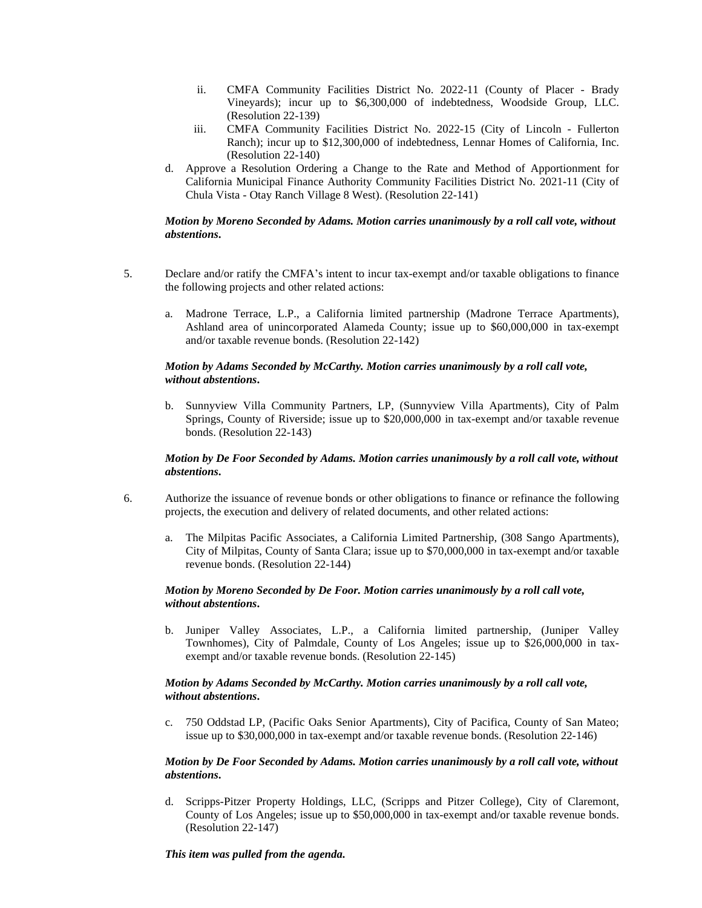ii. CMFA Community Facilities District No. 2022-11 (County of Placer - Brady Vineyards); incur up to $6,300,000 of indebtedness, Woodside Group, LLC. (Resolution 22-139)

   iii. CMFA Community Facilities District No. 2022-15 (City of Lincoln - Fullerton Ranch); incur up to $12,300,000 of indebtedness, Lennar Homes of California, Inc. (Resolution 22-140)

d. Approve a Resolution Ordering a Change to the Rate and Method of Apportionment for California Municipal Finance Authority Community Facilities District No. 2021-11 (City of Chula Vista - Otay Ranch Village 8 West). (Resolution 22-141)

***Motion by Moreno Seconded by Adams. Motion carries unanimously by a roll call vote, without abstentions.***

5. Declare and/or ratify the CMFA's intent to incur tax-exempt and/or taxable obligations to finance the following projects and other related actions:

   a. Madrone Terrace, L.P., a California limited partnership (Madrone Terrace Apartments), Ashland area of unincorporated Alameda County; issue up to $60,000,000 in tax-exempt and/or taxable revenue bonds. (Resolution 22-142)

   ***Motion by Adams Seconded by McCarthy. Motion carries unanimously by a roll call vote, without abstentions.***

   b. Sunnyview Villa Community Partners, LP, (Sunnyview Villa Apartments), City of Palm Springs, County of Riverside; issue up to $20,000,000 in tax-exempt and/or taxable revenue bonds. (Resolution 22-143)

   ***Motion by De Foor Seconded by Adams. Motion carries unanimously by a roll call vote, without abstentions.***

6. Authorize the issuance of revenue bonds or other obligations to finance or refinance the following projects, the execution and delivery of related documents, and other related actions:

   a. The Milpitas Pacific Associates, a California Limited Partnership, (308 Sango Apartments), City of Milpitas, County of Santa Clara; issue up to $70,000,000 in tax-exempt and/or taxable revenue bonds. (Resolution 22-144)

   ***Motion by Moreno Seconded by De Foor. Motion carries unanimously by a roll call vote, without abstentions.***

   b. Juniper Valley Associates, L.P., a California limited partnership, (Juniper Valley Townhomes), City of Palmdale, County of Los Angeles; issue up to $26,000,000 in tax-exempt and/or taxable revenue bonds. (Resolution 22-145)

   ***Motion by Adams Seconded by McCarthy. Motion carries unanimously by a roll call vote, without abstentions.***

   c. 750 Oddstad LP, (Pacific Oaks Senior Apartments), City of Pacifica, County of San Mateo; issue up to $30,000,000 in tax-exempt and/or taxable revenue bonds. (Resolution 22-146)

   ***Motion by De Foor Seconded by Adams. Motion carries unanimously by a roll call vote, without abstentions.***

   d. Scripps-Pitzer Property Holdings, LLC, (Scripps and Pitzer College), City of Claremont, County of Los Angeles; issue up to $50,000,000 in tax-exempt and/or taxable revenue bonds. (Resolution 22-147)

   ***This item was pulled from the agenda.***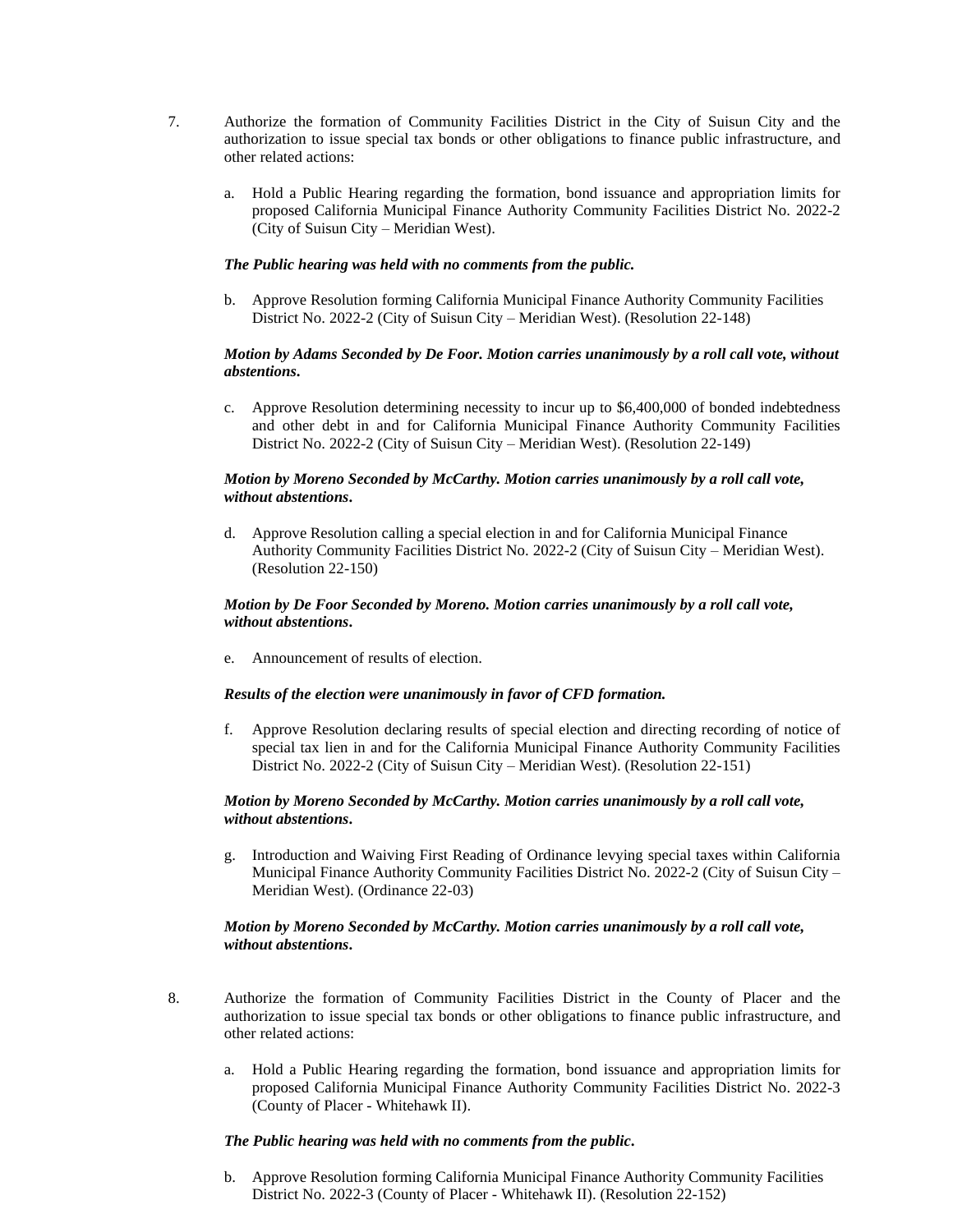7. Authorize the formation of Community Facilities District in the City of Suisun City and the authorization to issue special tax bonds or other obligations to finance public infrastructure, and other related actions:

   a. Hold a Public Hearing regarding the formation, bond issuance and appropriation limits for proposed California Municipal Finance Authority Community Facilities District No. 2022-2 (City of Suisun City – Meridian West).

   ***The Public hearing was held with no comments from the public.***

   b. Approve Resolution forming California Municipal Finance Authority Community Facilities District No. 2022-2 (City of Suisun City – Meridian West). (Resolution 22-148)

   ***Motion by Adams Seconded by De Foor. Motion carries unanimously by a roll call vote, without abstentions.***

   c. Approve Resolution determining necessity to incur up to $6,400,000 of bonded indebtedness and other debt in and for California Municipal Finance Authority Community Facilities District No. 2022-2 (City of Suisun City – Meridian West). (Resolution 22-149)

   ***Motion by Moreno Seconded by McCarthy. Motion carries unanimously by a roll call vote, without abstentions.***

   d. Approve Resolution calling a special election in and for California Municipal Finance Authority Community Facilities District No. 2022-2 (City of Suisun City – Meridian West). (Resolution 22-150)

   ***Motion by De Foor Seconded by Moreno. Motion carries unanimously by a roll call vote, without abstentions.***

   e. Announcement of results of election.

   ***Results of the election were unanimously in favor of CFD formation.***

   f. Approve Resolution declaring results of special election and directing recording of notice of special tax lien in and for the California Municipal Finance Authority Community Facilities District No. 2022-2 (City of Suisun City – Meridian West). (Resolution 22-151)

   ***Motion by Moreno Seconded by McCarthy. Motion carries unanimously by a roll call vote, without abstentions.***

   g. Introduction and Waiving First Reading of Ordinance levying special taxes within California Municipal Finance Authority Community Facilities District No. 2022-2 (City of Suisun City – Meridian West). (Ordinance 22-03)

   ***Motion by Moreno Seconded by McCarthy. Motion carries unanimously by a roll call vote, without abstentions.***

8. Authorize the formation of Community Facilities District in the County of Placer and the authorization to issue special tax bonds or other obligations to finance public infrastructure, and other related actions:

   a. Hold a Public Hearing regarding the formation, bond issuance and appropriation limits for proposed California Municipal Finance Authority Community Facilities District No. 2022-3 (County of Placer - Whitehawk II).

   ***The Public hearing was held with no comments from the public.***

   b. Approve Resolution forming California Municipal Finance Authority Community Facilities District No. 2022-3 (County of Placer - Whitehawk II). (Resolution 22-152)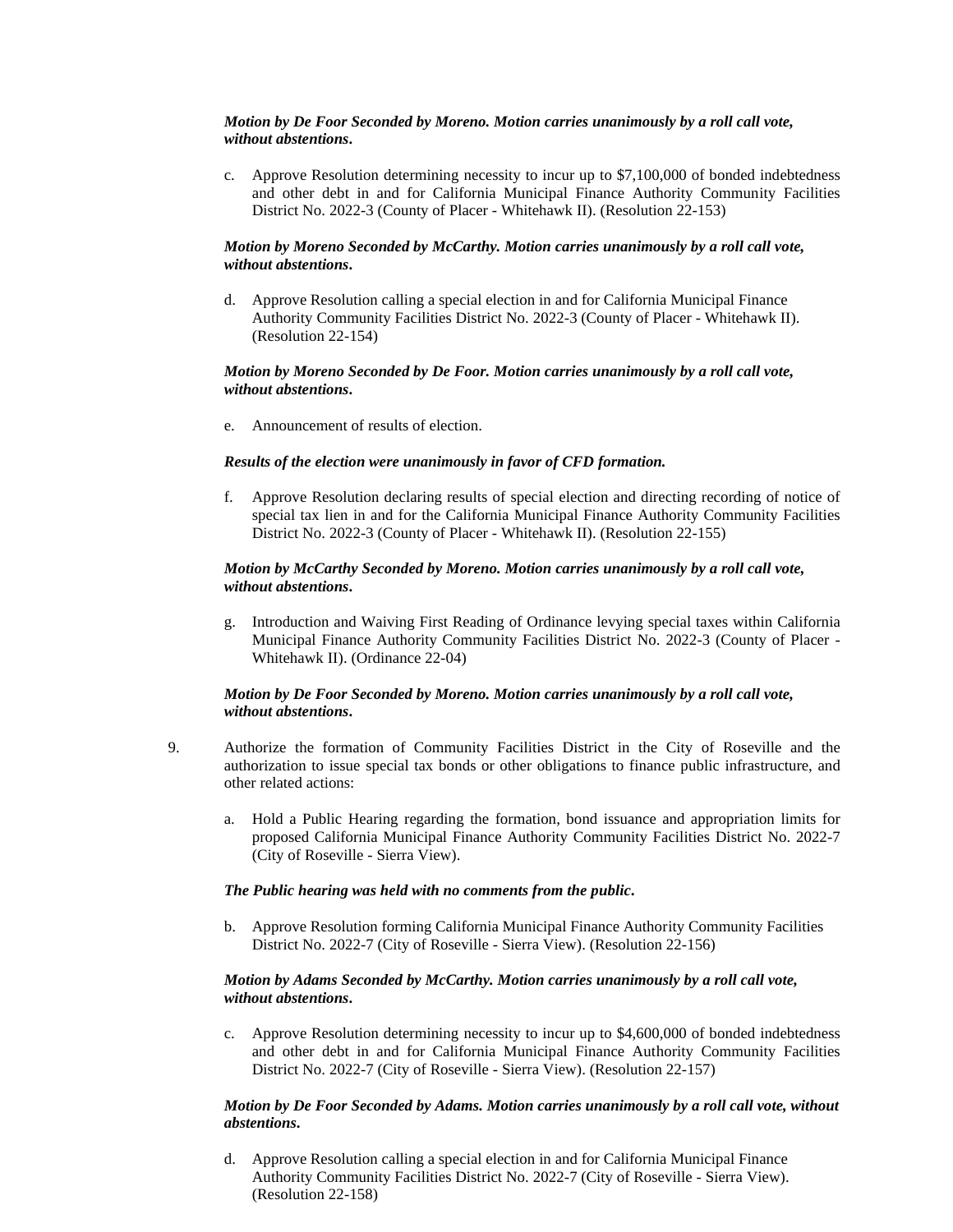***Motion by De Foor Seconded by Moreno. Motion carries unanimously by a roll call vote, without abstentions.***

c. Approve Resolution determining necessity to incur up to $7,100,000 of bonded indebtedness and other debt in and for California Municipal Finance Authority Community Facilities District No. 2022-3 (County of Placer - Whitehawk II). (Resolution 22-153)

***Motion by Moreno Seconded by McCarthy. Motion carries unanimously by a roll call vote, without abstentions.***

d. Approve Resolution calling a special election in and for California Municipal Finance Authority Community Facilities District No. 2022-3 (County of Placer - Whitehawk II). (Resolution 22-154)

***Motion by Moreno Seconded by De Foor. Motion carries unanimously by a roll call vote, without abstentions.***

e. Announcement of results of election.

***Results of the election were unanimously in favor of CFD formation.***

f. Approve Resolution declaring results of special election and directing recording of notice of special tax lien in and for the California Municipal Finance Authority Community Facilities District No. 2022-3 (County of Placer - Whitehawk II). (Resolution 22-155)

***Motion by McCarthy Seconded by Moreno. Motion carries unanimously by a roll call vote, without abstentions.***

g. Introduction and Waiving First Reading of Ordinance levying special taxes within California Municipal Finance Authority Community Facilities District No. 2022-3 (County of Placer - Whitehawk II). (Ordinance 22-04)

***Motion by De Foor Seconded by Moreno. Motion carries unanimously by a roll call vote, without abstentions.***

9. Authorize the formation of Community Facilities District in the City of Roseville and the authorization to issue special tax bonds or other obligations to finance public infrastructure, and other related actions:

   a. Hold a Public Hearing regarding the formation, bond issuance and appropriation limits for proposed California Municipal Finance Authority Community Facilities District No. 2022-7 (City of Roseville - Sierra View).

   ***The Public hearing was held with no comments from the public.***

   b. Approve Resolution forming California Municipal Finance Authority Community Facilities District No. 2022-7 (City of Roseville - Sierra View). (Resolution 22-156)

   ***Motion by Adams Seconded by McCarthy. Motion carries unanimously by a roll call vote, without abstentions.***

   c. Approve Resolution determining necessity to incur up to $4,600,000 of bonded indebtedness and other debt in and for California Municipal Finance Authority Community Facilities District No. 2022-7 (City of Roseville - Sierra View). (Resolution 22-157)

   ***Motion by De Foor Seconded by Adams. Motion carries unanimously by a roll call vote, without abstentions.***

   d. Approve Resolution calling a special election in and for California Municipal Finance Authority Community Facilities District No. 2022-7 (City of Roseville - Sierra View). (Resolution 22-158)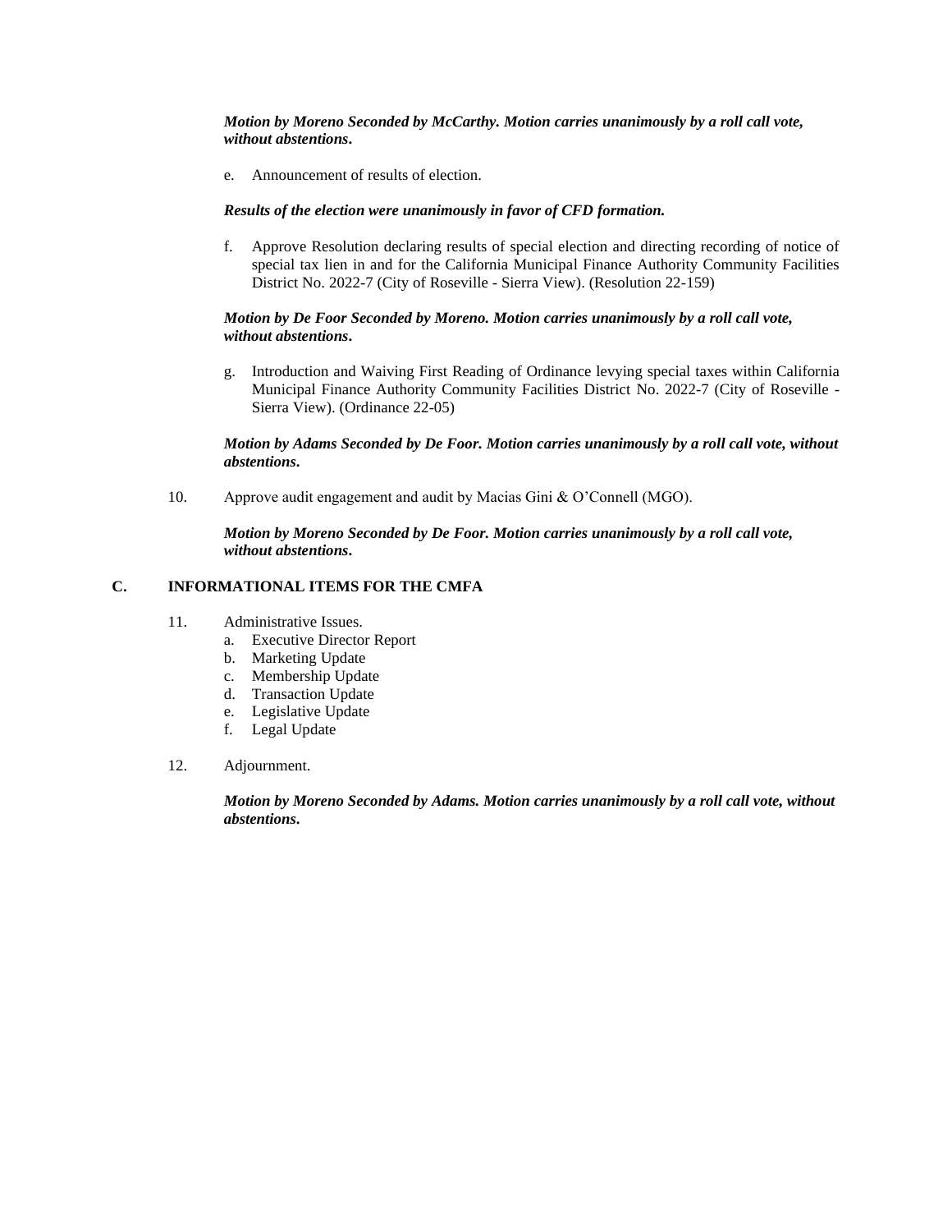***Motion by Moreno Seconded by McCarthy. Motion carries unanimously by a roll call vote, without abstentions.***

e. Announcement of results of election.

***Results of the election were unanimously in favor of CFD formation.***

f. Approve Resolution declaring results of special election and directing recording of notice of special tax lien in and for the California Municipal Finance Authority Community Facilities District No. 2022-7 (City of Roseville - Sierra View). (Resolution 22-159)

***Motion by De Foor Seconded by Moreno. Motion carries unanimously by a roll call vote, without abstentions.***

g. Introduction and Waiving First Reading of Ordinance levying special taxes within California Municipal Finance Authority Community Facilities District No. 2022-7 (City of Roseville - Sierra View). (Ordinance 22-05)

***Motion by Adams Seconded by De Foor. Motion carries unanimously by a roll call vote, without abstentions.***

10. Approve audit engagement and audit by Macias Gini & O'Connell (MGO).

***Motion by Moreno Seconded by De Foor. Motion carries unanimously by a roll call vote, without abstentions.***

## C. INFORMATIONAL ITEMS FOR THE CMFA

11. Administrative Issues.
    a. Executive Director Report
    b. Marketing Update
    c. Membership Update
    d. Transaction Update
    e. Legislative Update
    f. Legal Update

12. Adjournment.

***Motion by Moreno Seconded by Adams. Motion carries unanimously by a roll call vote, without abstentions.***